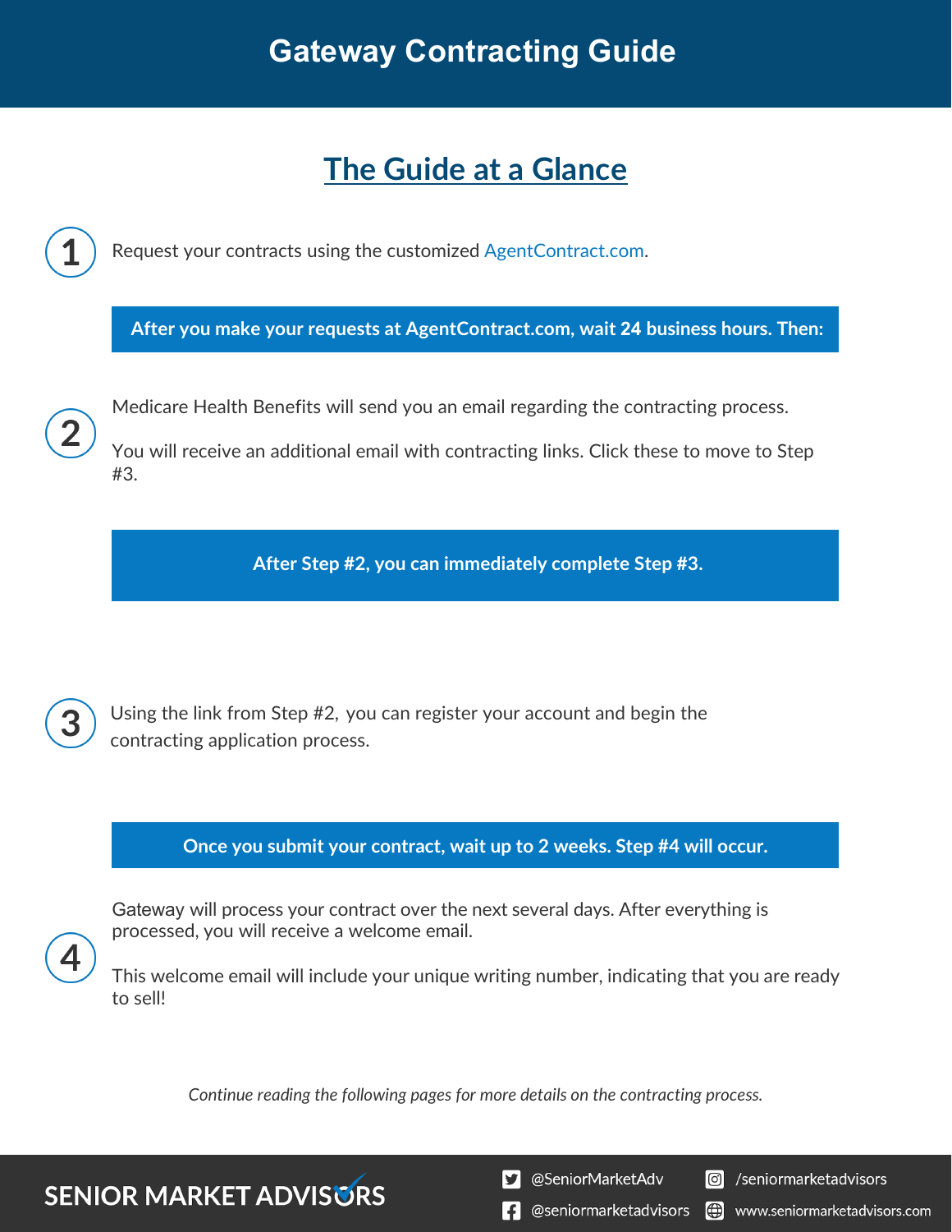# Gateway Contracting Guide

## The Guide at a Glance

**1** Request your contracts using the customized AgentContract.com.

**After you make your requests at AgentContract.com, wait 24 business hours. Then:**

**2** Medicare Health Benefits will send you an email regarding the contracting process.

You will receive an additional email with contracting links. Click these to move to Step #3.

**After Step #2, you can immediately complete Step #3.**

**3** Using the link from Step #2, you can register your account and begin the contracting application process.

**Once you submit your contract, wait up to 2 weeks. Step #4 will occur.**

**4** Gateway will process your contract over the next several days. After everything is processed, you will receive a welcome email.

This welcome email will include your unique writing number, indicating that you are ready to sell!

*Continue reading the following pages for more details on the contracting process.*

SENIOR MARKET ADVISORS

@SeniorMarketAdv | /seniormarketadvisors | @seniormarketadvisors | www.seniormarketadvisors.com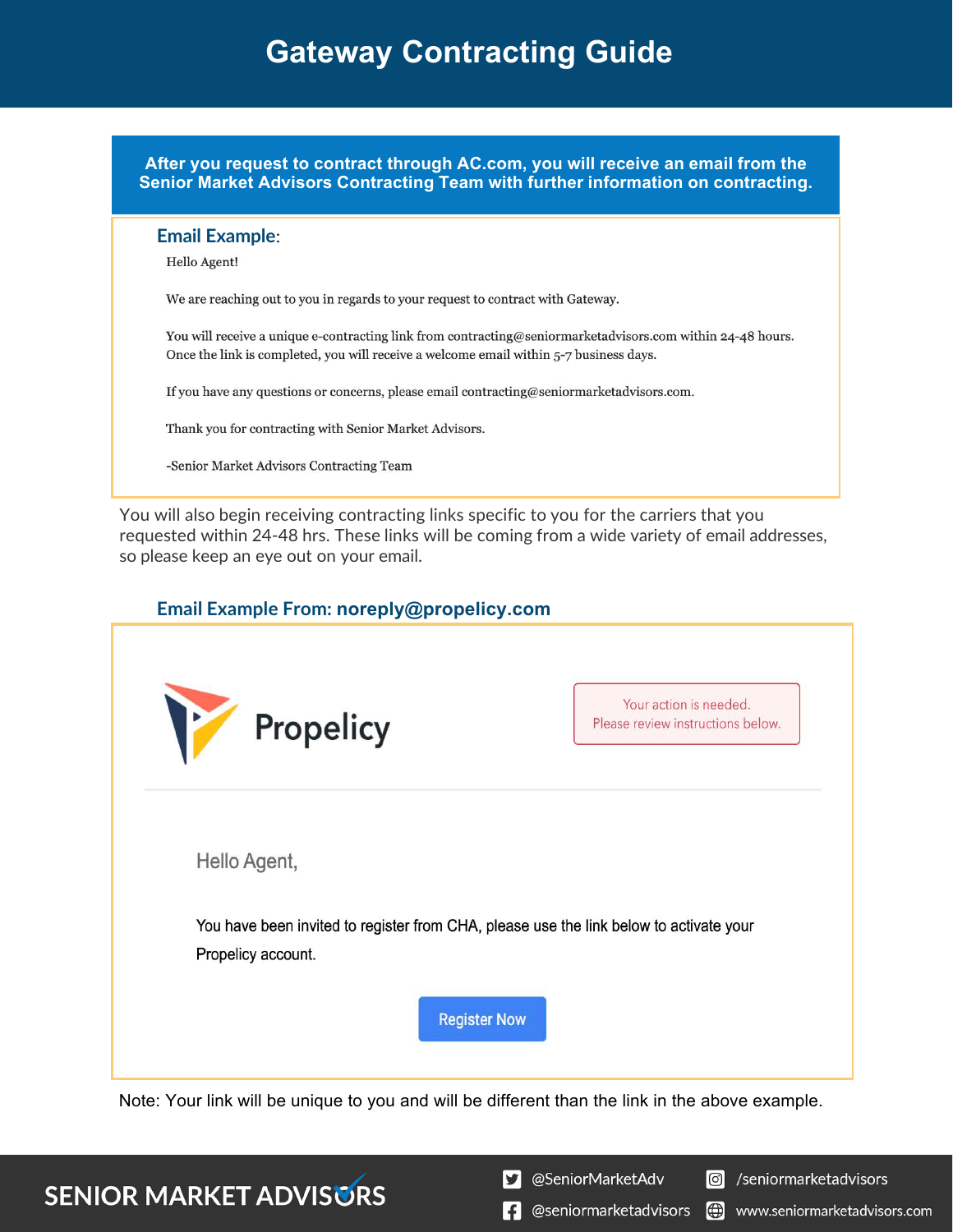# Gateway Contracting Guide

**After you request to contract through AC.com, you will receive an email from the Senior Market Advisors Contracting Team with further information on contracting.**

### Email Example:

Hello Agent!

We are reaching out to you in regards to your request to contract with Gateway.

You will receive a unique e-contracting link from contracting@seniormarketadvisors.com within 24-48 hours. Once the link is completed, you will receive a welcome email within 5-7 business days.

If you have any questions or concerns, please email contracting@seniormarketadvisors.com.

Thank you for contracting with Senior Market Advisors.

-Senior Market Advisors Contracting Team

You will also begin receiving contracting links specific to you for the carriers that you requested within 24-48 hrs. These links will be coming from a wide variety of email addresses, so please keep an eye out on your email.

### Email Example From: noreply@propelicy.com

Propelicy

Your action is needed.
Please review instructions below.

Hello Agent,

You have been invited to register from CHA, please use the link below to activate your Propelicy account.

Register Now

Note: Your link will be unique to you and will be different than the link in the above example.

SENIOR MARKET ADVISORS

@SeniorMarketAdv | /seniormarketadvisors | @seniormarketadvisors | www.seniormarketadvisors.com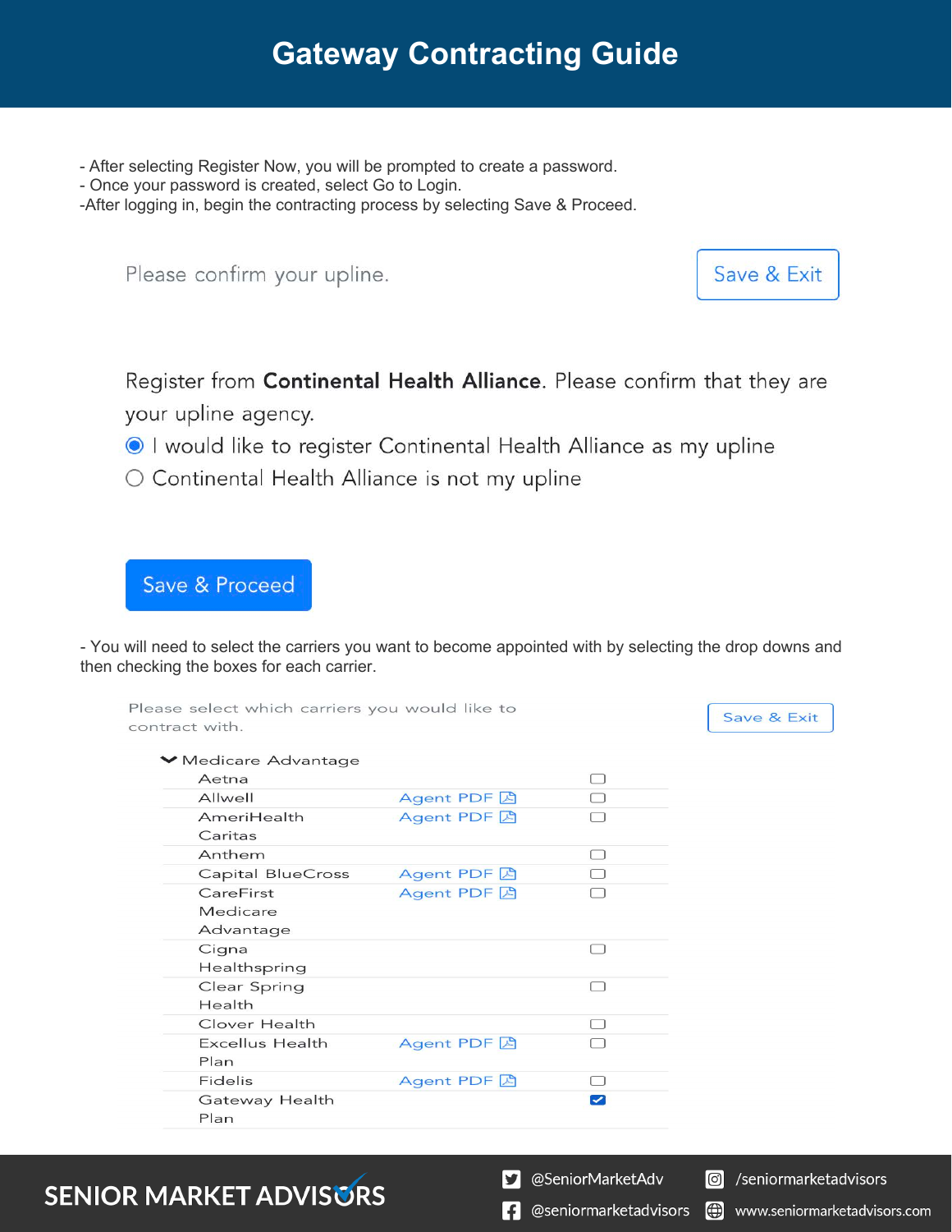# Gateway Contracting Guide

- After selecting Register Now, you will be prompted to create a password.
- Once your password is created, select Go to Login.
- After logging in, begin the contracting process by selecting Save & Proceed.

Please confirm your upline.

Save & Exit

Register from **Continental Health Alliance**. Please confirm that they are your upline agency.

- (●) I would like to register Continental Health Alliance as my upline
- ( ) Continental Health Alliance is not my upline

Save & Proceed

- You will need to select the carriers you want to become appointed with by selecting the drop downs and then checking the boxes for each carrier.

Please select which carriers you would like to contract with.

Save & Exit

Medicare Advantage

| | | |
|---|---|---|
| Aetna | | ☐ |
| Allwell | Agent PDF | ☐ |
| AmeriHealth Caritas | Agent PDF | ☐ |
| Anthem | | ☐ |
| Capital BlueCross | Agent PDF | ☐ |
| CareFirst Medicare Advantage | Agent PDF | ☐ |
| Cigna Healthspring | | ☐ |
| Clear Spring Health | | ☐ |
| Clover Health | | ☐ |
| Excellus Health Plan | Agent PDF | ☐ |
| Fidelis | Agent PDF | ☐ |
| Gateway Health Plan | | ☑ |

SENIOR MARKET ADVISORS

@SeniorMarketAdv

/seniormarketadvisors

@seniormarketadvisors

www.seniormarketadvisors.com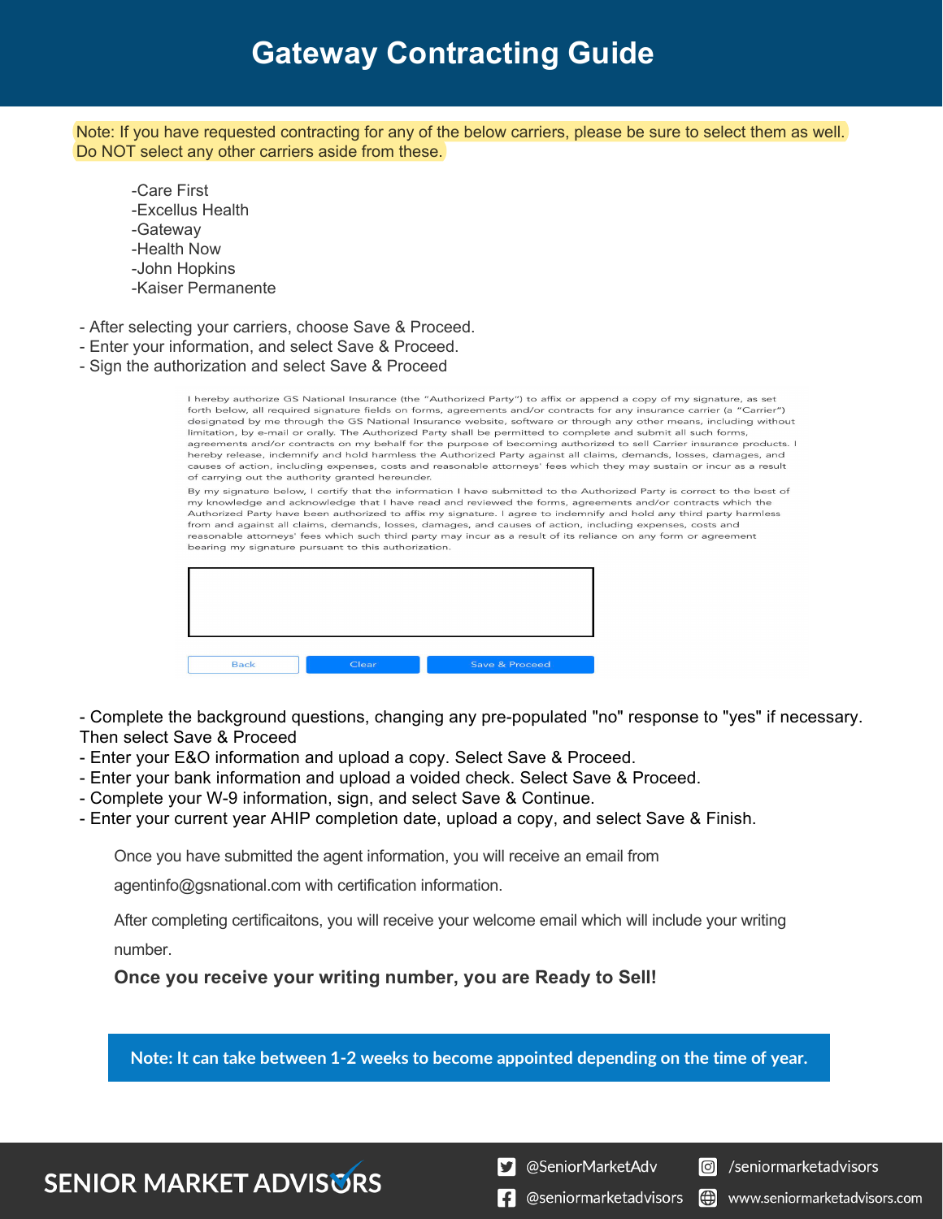# Gateway Contracting Guide

Note: If you have requested contracting for any of the below carriers, please be sure to select them as well. Do NOT select any other carriers aside from these.

- -Care First
- -Excellus Health
- -Gateway
- -Health Now
- -John Hopkins
- -Kaiser Permanente

- After selecting your carriers, choose Save & Proceed.
- Enter your information, and select Save & Proceed.
- Sign the authorization and select Save & Proceed

I hereby authorize GS National Insurance (the "Authorized Party") to affix or append a copy of my signature, as set forth below, all required signature fields on forms, agreements and/or contracts for any insurance carrier (a "Carrier") designated by me through the GS National Insurance website, software or through any other means, including without limitation, by e-mail or orally. The Authorized Party shall be permitted to complete and submit all such forms, agreements and/or contracts on my behalf for the purpose of becoming authorized to sell Carrier insurance products. I hereby release, indemnify and hold harmless the Authorized Party against all claims, demands, losses, damages, and causes of action, including expenses, costs and reasonable attorneys' fees which they may sustain or incur as a result of carrying out the authority granted hereunder.

By my signature below, I certify that the information I have submitted to the Authorized Party is correct to the best of my knowledge and acknowledge that I have read and reviewed the forms, agreements and/or contracts which the Authorized Party have been authorized to affix my signature. I agree to indemnify and hold any third party harmless from and against all claims, demands, losses, damages, and causes of action, including expenses, costs and reasonable attorneys' fees which such third party may incur as a result of its reliance on any form or agreement bearing my signature pursuant to this authorization.

Back | Clear | Save & Proceed

- Complete the background questions, changing any pre-populated "no" response to "yes" if necessary. Then select Save & Proceed
- Enter your E&O information and upload a copy. Select Save & Proceed.
- Enter your bank information and upload a voided check. Select Save & Proceed.
- Complete your W-9 information, sign, and select Save & Continue.
- Enter your current year AHIP completion date, upload a copy, and select Save & Finish.

Once you have submitted the agent information, you will receive an email from agentinfo@gsnational.com with certification information.

After completing certificaitons, you will receive your welcome email which will include your writing number.

**Once you receive your writing number, you are Ready to Sell!**

**Note: It can take between 1-2 weeks to become appointed depending on the time of year.**

SENIOR MARKET ADVISORS

@SeniorMarketAdv | /seniormarketadvisors | @seniormarketadvisors | www.seniormarketadvisors.com